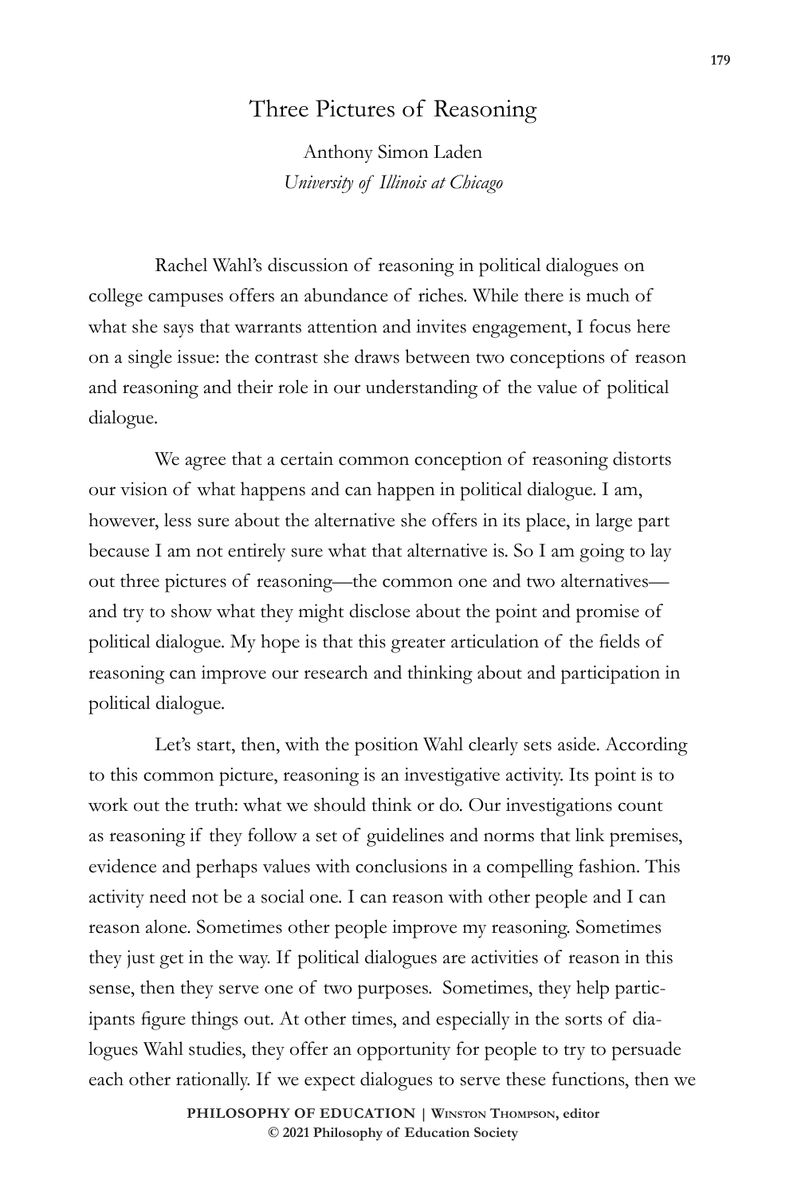# Three Pictures of Reasoning

Anthony Simon Laden
*University of Illinois at Chicago*

Rachel Wahl's discussion of reasoning in political dialogues on college campuses offers an abundance of riches. While there is much of what she says that warrants attention and invites engagement, I focus here on a single issue: the contrast she draws between two conceptions of reason and reasoning and their role in our understanding of the value of political dialogue.

We agree that a certain common conception of reasoning distorts our vision of what happens and can happen in political dialogue. I am, however, less sure about the alternative she offers in its place, in large part because I am not entirely sure what that alternative is. So I am going to lay out three pictures of reasoning—the common one and two alternatives—and try to show what they might disclose about the point and promise of political dialogue. My hope is that this greater articulation of the fields of reasoning can improve our research and thinking about and participation in political dialogue.

Let's start, then, with the position Wahl clearly sets aside. According to this common picture, reasoning is an investigative activity. Its point is to work out the truth: what we should think or do. Our investigations count as reasoning if they follow a set of guidelines and norms that link premises, evidence and perhaps values with conclusions in a compelling fashion. This activity need not be a social one. I can reason with other people and I can reason alone. Sometimes other people improve my reasoning. Sometimes they just get in the way. If political dialogues are activities of reason in this sense, then they serve one of two purposes. Sometimes, they help participants figure things out. At other times, and especially in the sorts of dialogues Wahl studies, they offer an opportunity for people to try to persuade each other rationally. If we expect dialogues to serve these functions, then we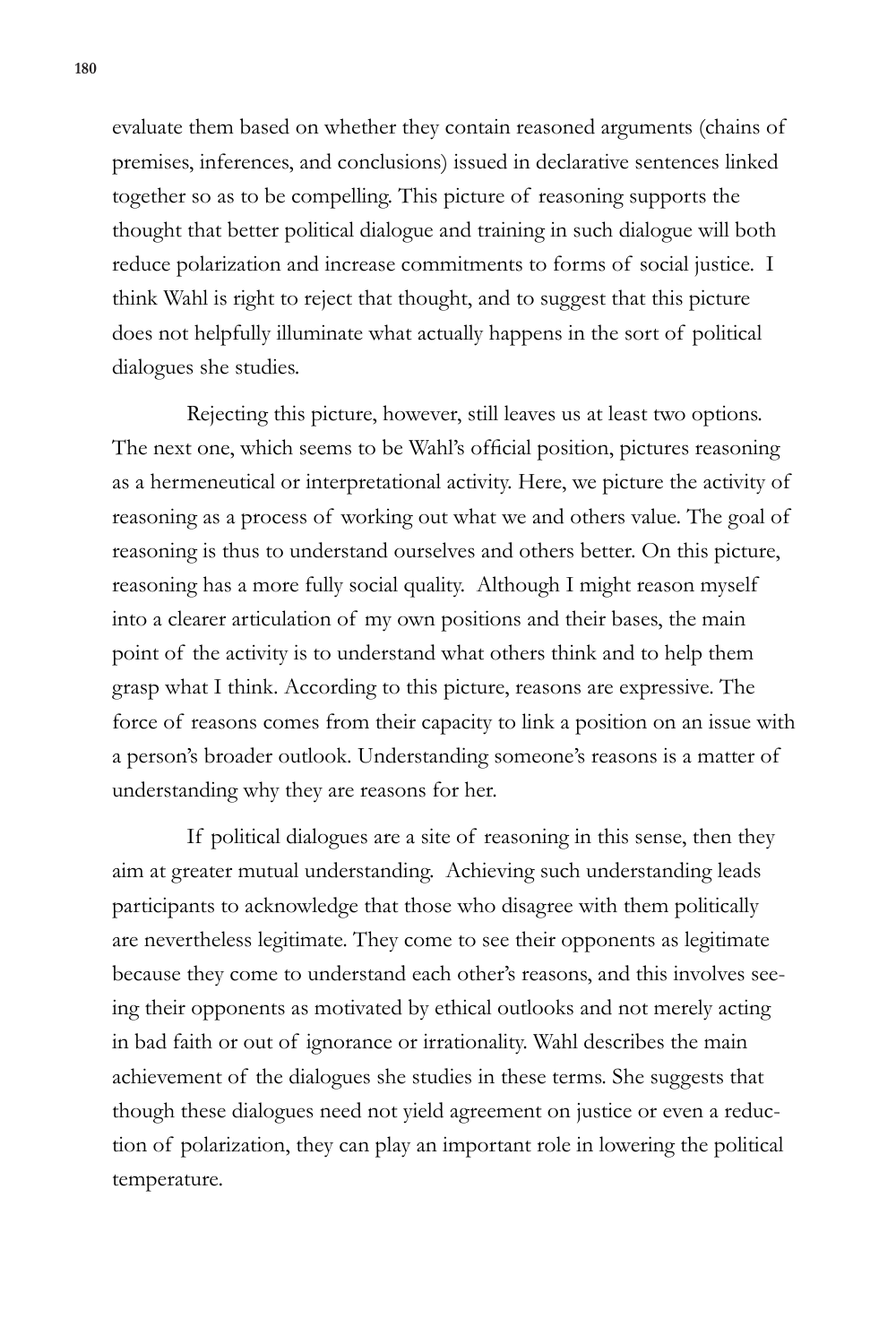evaluate them based on whether they contain reasoned arguments (chains of premises, inferences, and conclusions) issued in declarative sentences linked together so as to be compelling. This picture of reasoning supports the thought that better political dialogue and training in such dialogue will both reduce polarization and increase commitments to forms of social justice. I think Wahl is right to reject that thought, and to suggest that this picture does not helpfully illuminate what actually happens in the sort of political dialogues she studies.

Rejecting this picture, however, still leaves us at least two options. The next one, which seems to be Wahl's official position, pictures reasoning as a hermeneutical or interpretational activity. Here, we picture the activity of reasoning as a process of working out what we and others value. The goal of reasoning is thus to understand ourselves and others better. On this picture, reasoning has a more fully social quality. Although I might reason myself into a clearer articulation of my own positions and their bases, the main point of the activity is to understand what others think and to help them grasp what I think. According to this picture, reasons are expressive. The force of reasons comes from their capacity to link a position on an issue with a person's broader outlook. Understanding someone's reasons is a matter of understanding why they are reasons for her.

If political dialogues are a site of reasoning in this sense, then they aim at greater mutual understanding. Achieving such understanding leads participants to acknowledge that those who disagree with them politically are nevertheless legitimate. They come to see their opponents as legitimate because they come to understand each other's reasons, and this involves seeing their opponents as motivated by ethical outlooks and not merely acting in bad faith or out of ignorance or irrationality. Wahl describes the main achievement of the dialogues she studies in these terms. She suggests that though these dialogues need not yield agreement on justice or even a reduction of polarization, they can play an important role in lowering the political temperature.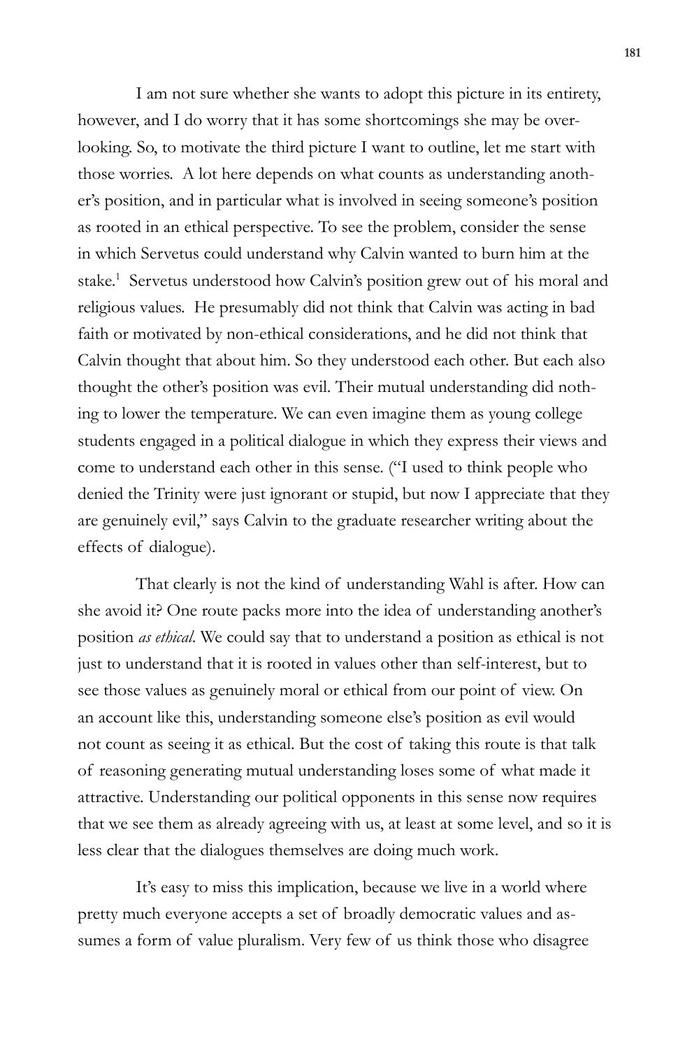I am not sure whether she wants to adopt this picture in its entirety, however, and I do worry that it has some shortcomings she may be overlooking. So, to motivate the third picture I want to outline, let me start with those worries. A lot here depends on what counts as understanding another's position, and in particular what is involved in seeing someone's position as rooted in an ethical perspective. To see the problem, consider the sense in which Servetus could understand why Calvin wanted to burn him at the stake.[1] Servetus understood how Calvin's position grew out of his moral and religious values. He presumably did not think that Calvin was acting in bad faith or motivated by non-ethical considerations, and he did not think that Calvin thought that about him. So they understood each other. But each also thought the other's position was evil. Their mutual understanding did nothing to lower the temperature. We can even imagine them as young college students engaged in a political dialogue in which they express their views and come to understand each other in this sense. ("I used to think people who denied the Trinity were just ignorant or stupid, but now I appreciate that they are genuinely evil," says Calvin to the graduate researcher writing about the effects of dialogue).

That clearly is not the kind of understanding Wahl is after. How can she avoid it? One route packs more into the idea of understanding another's position *as ethical*. We could say that to understand a position as ethical is not just to understand that it is rooted in values other than self-interest, but to see those values as genuinely moral or ethical from our point of view. On an account like this, understanding someone else's position as evil would not count as seeing it as ethical. But the cost of taking this route is that talk of reasoning generating mutual understanding loses some of what made it attractive. Understanding our political opponents in this sense now requires that we see them as already agreeing with us, at least at some level, and so it is less clear that the dialogues themselves are doing much work.

It's easy to miss this implication, because we live in a world where pretty much everyone accepts a set of broadly democratic values and assumes a form of value pluralism. Very few of us think those who disagree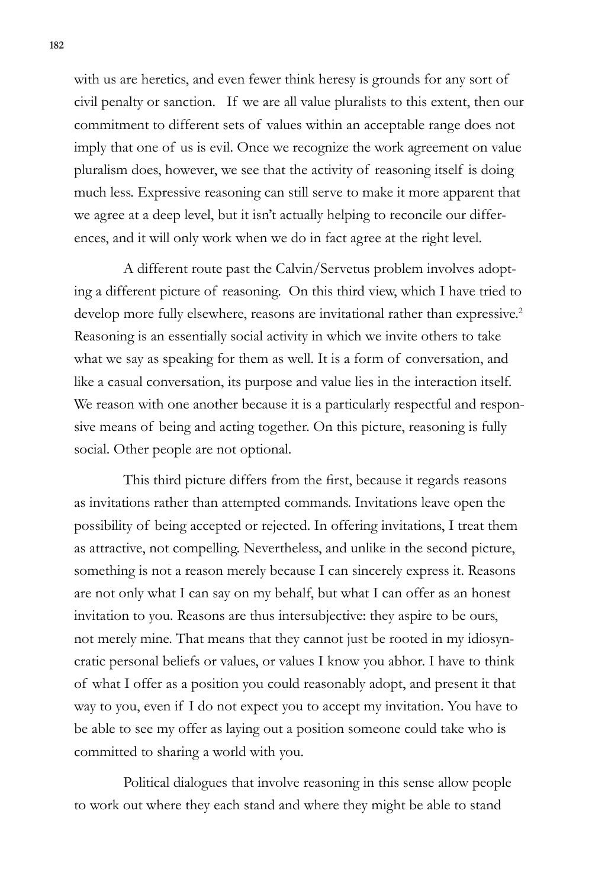with us are heretics, and even fewer think heresy is grounds for any sort of civil penalty or sanction. If we are all value pluralists to this extent, then our commitment to different sets of values within an acceptable range does not imply that one of us is evil. Once we recognize the work agreement on value pluralism does, however, we see that the activity of reasoning itself is doing much less. Expressive reasoning can still serve to make it more apparent that we agree at a deep level, but it isn't actually helping to reconcile our differences, and it will only work when we do in fact agree at the right level.

A different route past the Calvin/Servetus problem involves adopting a different picture of reasoning. On this third view, which I have tried to develop more fully elsewhere, reasons are invitational rather than expressive.[2] Reasoning is an essentially social activity in which we invite others to take what we say as speaking for them as well. It is a form of conversation, and like a casual conversation, its purpose and value lies in the interaction itself. We reason with one another because it is a particularly respectful and responsive means of being and acting together. On this picture, reasoning is fully social. Other people are not optional.

This third picture differs from the first, because it regards reasons as invitations rather than attempted commands. Invitations leave open the possibility of being accepted or rejected. In offering invitations, I treat them as attractive, not compelling. Nevertheless, and unlike in the second picture, something is not a reason merely because I can sincerely express it. Reasons are not only what I can say on my behalf, but what I can offer as an honest invitation to you. Reasons are thus intersubjective: they aspire to be ours, not merely mine. That means that they cannot just be rooted in my idiosyncratic personal beliefs or values, or values I know you abhor. I have to think of what I offer as a position you could reasonably adopt, and present it that way to you, even if I do not expect you to accept my invitation. You have to be able to see my offer as laying out a position someone could take who is committed to sharing a world with you.

Political dialogues that involve reasoning in this sense allow people to work out where they each stand and where they might be able to stand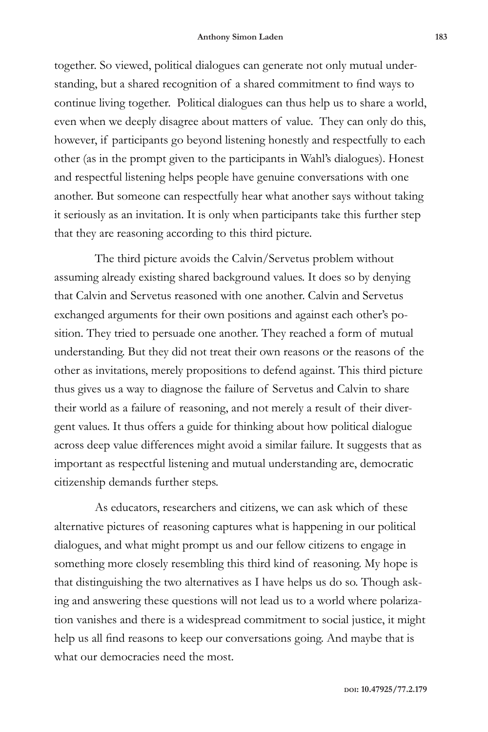together. So viewed, political dialogues can generate not only mutual understanding, but a shared recognition of a shared commitment to find ways to continue living together. Political dialogues can thus help us to share a world, even when we deeply disagree about matters of value. They can only do this, however, if participants go beyond listening honestly and respectfully to each other (as in the prompt given to the participants in Wahl's dialogues). Honest and respectful listening helps people have genuine conversations with one another. But someone can respectfully hear what another says without taking it seriously as an invitation. It is only when participants take this further step that they are reasoning according to this third picture.

The third picture avoids the Calvin/Servetus problem without assuming already existing shared background values. It does so by denying that Calvin and Servetus reasoned with one another. Calvin and Servetus exchanged arguments for their own positions and against each other's position. They tried to persuade one another. They reached a form of mutual understanding. But they did not treat their own reasons or the reasons of the other as invitations, merely propositions to defend against. This third picture thus gives us a way to diagnose the failure of Servetus and Calvin to share their world as a failure of reasoning, and not merely a result of their divergent values. It thus offers a guide for thinking about how political dialogue across deep value differences might avoid a similar failure. It suggests that as important as respectful listening and mutual understanding are, democratic citizenship demands further steps.

As educators, researchers and citizens, we can ask which of these alternative pictures of reasoning captures what is happening in our political dialogues, and what might prompt us and our fellow citizens to engage in something more closely resembling this third kind of reasoning. My hope is that distinguishing the two alternatives as I have helps us do so. Though asking and answering these questions will not lead us to a world where polarization vanishes and there is a widespread commitment to social justice, it might help us all find reasons to keep our conversations going. And maybe that is what our democracies need the most.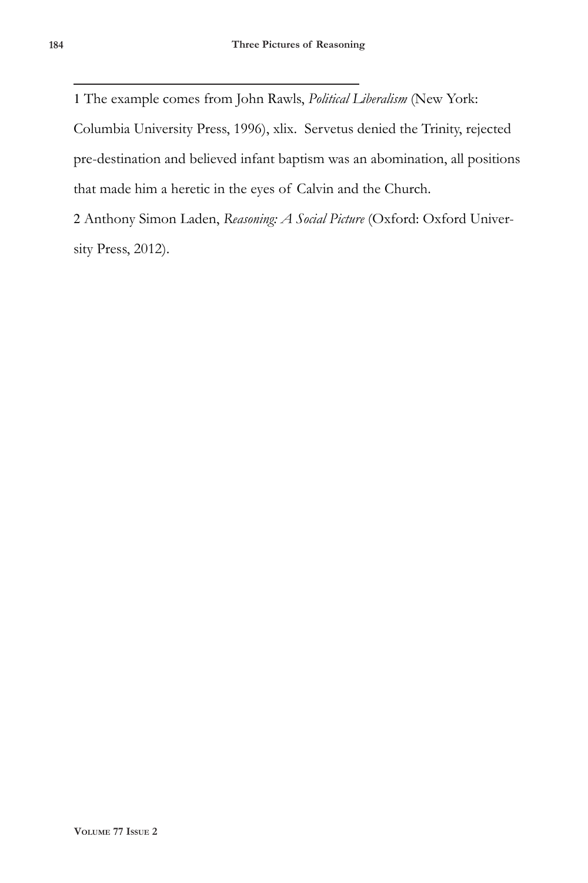1 The example comes from John Rawls, *Political Liberalism* (New York: Columbia University Press, 1996), xlix. Servetus denied the Trinity, rejected pre-destination and believed infant baptism was an abomination, all positions that made him a heretic in the eyes of Calvin and the Church.

2 Anthony Simon Laden, *Reasoning: A Social Picture* (Oxford: Oxford University Press, 2012).